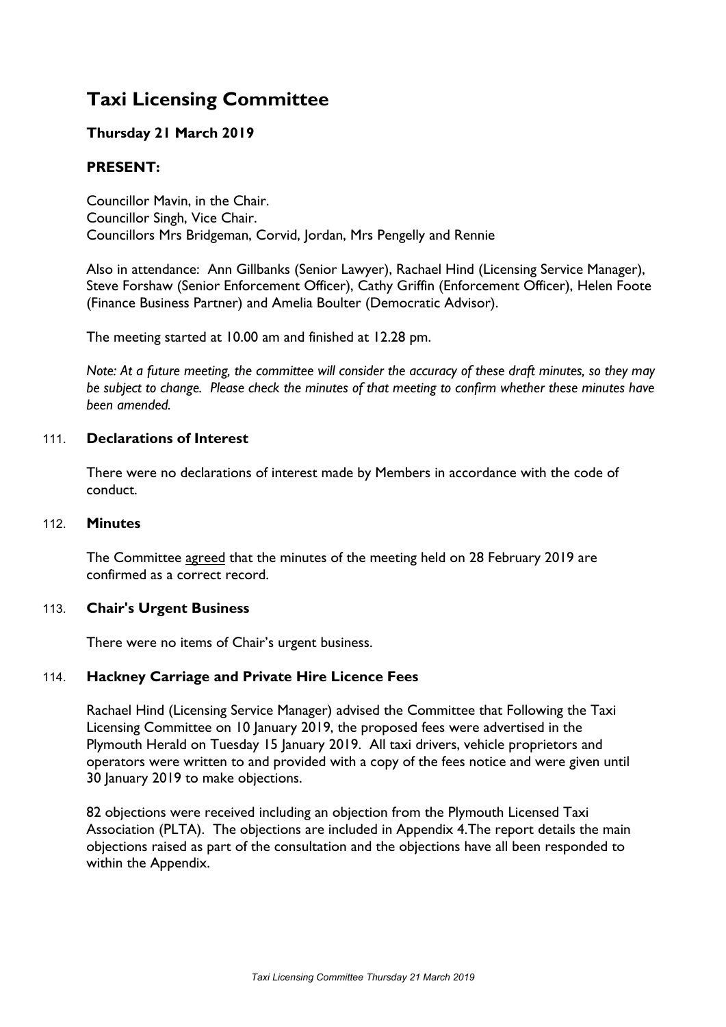# Taxi Licensing Committee

## Thursday 21 March 2019

### PRESENT:

Councillor Mavin, in the Chair.
Councillor Singh, Vice Chair.
Councillors Mrs Bridgeman, Corvid, Jordan, Mrs Pengelly and Rennie

Also in attendance: Ann Gillbanks (Senior Lawyer), Rachael Hind (Licensing Service Manager), Steve Forshaw (Senior Enforcement Officer), Cathy Griffin (Enforcement Officer), Helen Foote (Finance Business Partner) and Amelia Boulter (Democratic Advisor).

The meeting started at 10.00 am and finished at 12.28 pm.

*Note: At a future meeting, the committee will consider the accuracy of these draft minutes, so they may be subject to change. Please check the minutes of that meeting to confirm whether these minutes have been amended.*

111. **Declarations of Interest**

There were no declarations of interest made by Members in accordance with the code of conduct.

112. **Minutes**

The Committee agreed that the minutes of the meeting held on 28 February 2019 are confirmed as a correct record.

113. **Chair's Urgent Business**

There were no items of Chair's urgent business.

114. **Hackney Carriage and Private Hire Licence Fees**

Rachael Hind (Licensing Service Manager) advised the Committee that Following the Taxi Licensing Committee on 10 January 2019, the proposed fees were advertised in the Plymouth Herald on Tuesday 15 January 2019. All taxi drivers, vehicle proprietors and operators were written to and provided with a copy of the fees notice and were given until 30 January 2019 to make objections.

82 objections were received including an objection from the Plymouth Licensed Taxi Association (PLTA). The objections are included in Appendix 4.The report details the main objections raised as part of the consultation and the objections have all been responded to within the Appendix.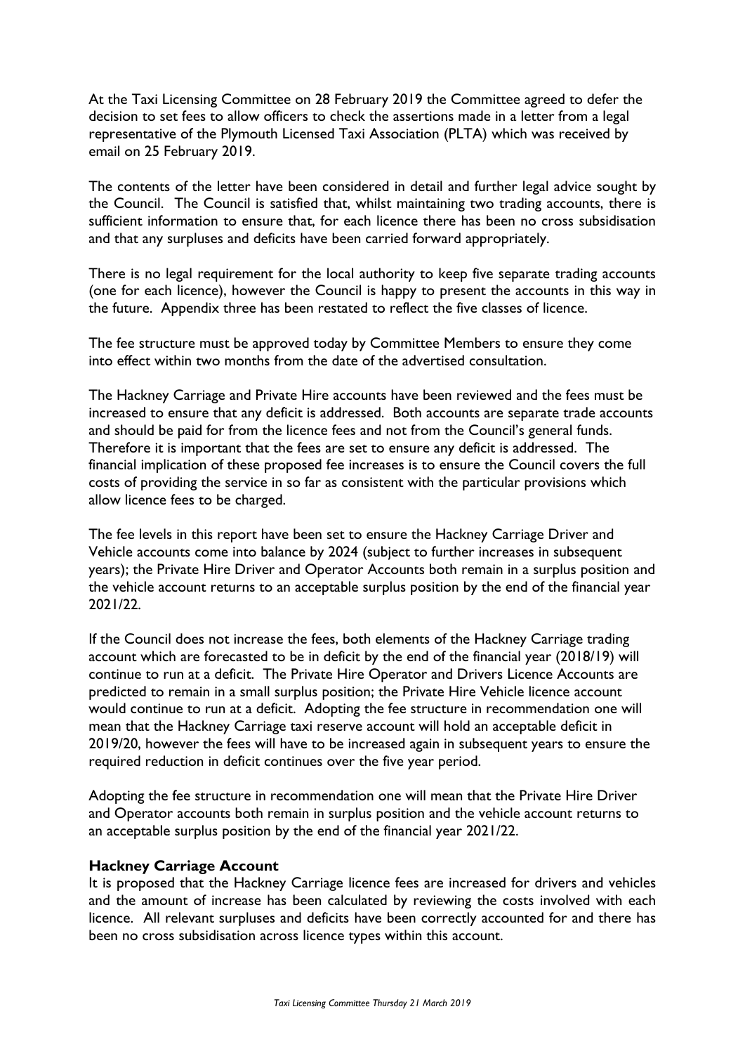At the Taxi Licensing Committee on 28 February 2019 the Committee agreed to defer the decision to set fees to allow officers to check the assertions made in a letter from a legal representative of the Plymouth Licensed Taxi Association (PLTA) which was received by email on 25 February 2019.

The contents of the letter have been considered in detail and further legal advice sought by the Council. The Council is satisfied that, whilst maintaining two trading accounts, there is sufficient information to ensure that, for each licence there has been no cross subsidisation and that any surpluses and deficits have been carried forward appropriately.

There is no legal requirement for the local authority to keep five separate trading accounts (one for each licence), however the Council is happy to present the accounts in this way in the future. Appendix three has been restated to reflect the five classes of licence.

The fee structure must be approved today by Committee Members to ensure they come into effect within two months from the date of the advertised consultation.

The Hackney Carriage and Private Hire accounts have been reviewed and the fees must be increased to ensure that any deficit is addressed. Both accounts are separate trade accounts and should be paid for from the licence fees and not from the Council's general funds. Therefore it is important that the fees are set to ensure any deficit is addressed. The financial implication of these proposed fee increases is to ensure the Council covers the full costs of providing the service in so far as consistent with the particular provisions which allow licence fees to be charged.

The fee levels in this report have been set to ensure the Hackney Carriage Driver and Vehicle accounts come into balance by 2024 (subject to further increases in subsequent years); the Private Hire Driver and Operator Accounts both remain in a surplus position and the vehicle account returns to an acceptable surplus position by the end of the financial year 2021/22.

If the Council does not increase the fees, both elements of the Hackney Carriage trading account which are forecasted to be in deficit by the end of the financial year (2018/19) will continue to run at a deficit. The Private Hire Operator and Drivers Licence Accounts are predicted to remain in a small surplus position; the Private Hire Vehicle licence account would continue to run at a deficit. Adopting the fee structure in recommendation one will mean that the Hackney Carriage taxi reserve account will hold an acceptable deficit in 2019/20, however the fees will have to be increased again in subsequent years to ensure the required reduction in deficit continues over the five year period.

Adopting the fee structure in recommendation one will mean that the Private Hire Driver and Operator accounts both remain in surplus position and the vehicle account returns to an acceptable surplus position by the end of the financial year 2021/22.

### Hackney Carriage Account

It is proposed that the Hackney Carriage licence fees are increased for drivers and vehicles and the amount of increase has been calculated by reviewing the costs involved with each licence. All relevant surpluses and deficits have been correctly accounted for and there has been no cross subsidisation across licence types within this account.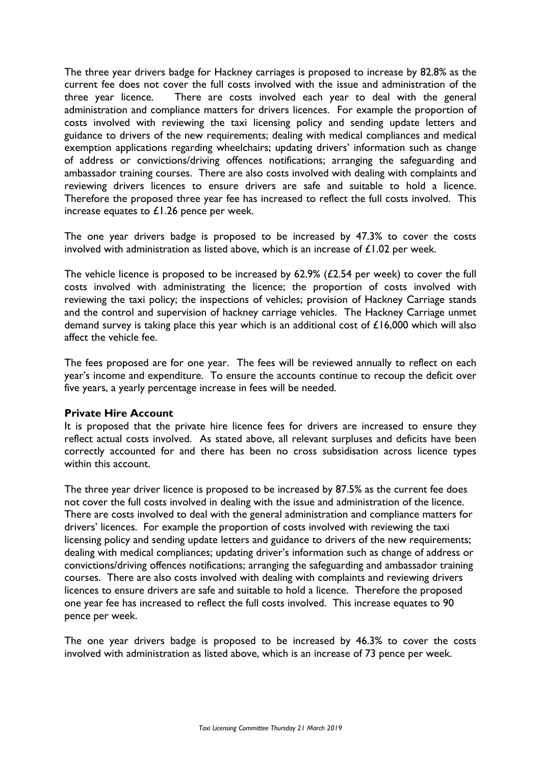The three year drivers badge for Hackney carriages is proposed to increase by 82.8% as the current fee does not cover the full costs involved with the issue and administration of the three year licence. There are costs involved each year to deal with the general administration and compliance matters for drivers licences. For example the proportion of costs involved with reviewing the taxi licensing policy and sending update letters and guidance to drivers of the new requirements; dealing with medical compliances and medical exemption applications regarding wheelchairs; updating drivers' information such as change of address or convictions/driving offences notifications; arranging the safeguarding and ambassador training courses. There are also costs involved with dealing with complaints and reviewing drivers licences to ensure drivers are safe and suitable to hold a licence. Therefore the proposed three year fee has increased to reflect the full costs involved. This increase equates to £1.26 pence per week.

The one year drivers badge is proposed to be increased by 47.3% to cover the costs involved with administration as listed above, which is an increase of £1.02 per week.

The vehicle licence is proposed to be increased by 62.9% (£2.54 per week) to cover the full costs involved with administrating the licence; the proportion of costs involved with reviewing the taxi policy; the inspections of vehicles; provision of Hackney Carriage stands and the control and supervision of hackney carriage vehicles. The Hackney Carriage unmet demand survey is taking place this year which is an additional cost of £16,000 which will also affect the vehicle fee.

The fees proposed are for one year. The fees will be reviewed annually to reflect on each year's income and expenditure. To ensure the accounts continue to recoup the deficit over five years, a yearly percentage increase in fees will be needed.

**Private Hire Account**

It is proposed that the private hire licence fees for drivers are increased to ensure they reflect actual costs involved. As stated above, all relevant surpluses and deficits have been correctly accounted for and there has been no cross subsidisation across licence types within this account.

The three year driver licence is proposed to be increased by 87.5% as the current fee does not cover the full costs involved in dealing with the issue and administration of the licence. There are costs involved to deal with the general administration and compliance matters for drivers' licences. For example the proportion of costs involved with reviewing the taxi licensing policy and sending update letters and guidance to drivers of the new requirements; dealing with medical compliances; updating driver's information such as change of address or convictions/driving offences notifications; arranging the safeguarding and ambassador training courses. There are also costs involved with dealing with complaints and reviewing drivers licences to ensure drivers are safe and suitable to hold a licence. Therefore the proposed one year fee has increased to reflect the full costs involved. This increase equates to 90 pence per week.

The one year drivers badge is proposed to be increased by 46.3% to cover the costs involved with administration as listed above, which is an increase of 73 pence per week.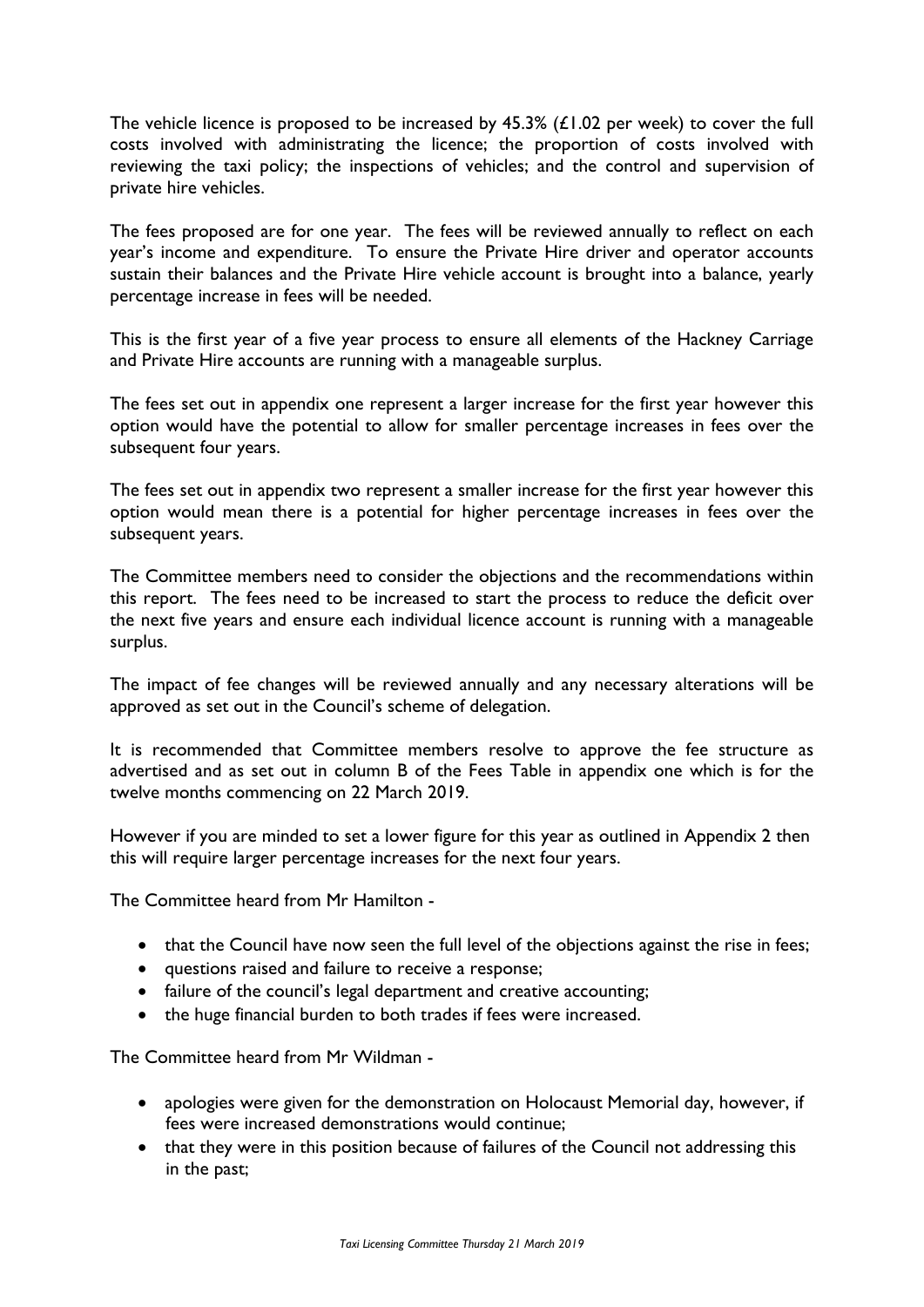The vehicle licence is proposed to be increased by 45.3% (£1.02 per week) to cover the full costs involved with administrating the licence; the proportion of costs involved with reviewing the taxi policy; the inspections of vehicles; and the control and supervision of private hire vehicles.

The fees proposed are for one year. The fees will be reviewed annually to reflect on each year's income and expenditure. To ensure the Private Hire driver and operator accounts sustain their balances and the Private Hire vehicle account is brought into a balance, yearly percentage increase in fees will be needed.

This is the first year of a five year process to ensure all elements of the Hackney Carriage and Private Hire accounts are running with a manageable surplus.

The fees set out in appendix one represent a larger increase for the first year however this option would have the potential to allow for smaller percentage increases in fees over the subsequent four years.

The fees set out in appendix two represent a smaller increase for the first year however this option would mean there is a potential for higher percentage increases in fees over the subsequent years.

The Committee members need to consider the objections and the recommendations within this report. The fees need to be increased to start the process to reduce the deficit over the next five years and ensure each individual licence account is running with a manageable surplus.

The impact of fee changes will be reviewed annually and any necessary alterations will be approved as set out in the Council's scheme of delegation.

It is recommended that Committee members resolve to approve the fee structure as advertised and as set out in column B of the Fees Table in appendix one which is for the twelve months commencing on 22 March 2019.

However if you are minded to set a lower figure for this year as outlined in Appendix 2 then this will require larger percentage increases for the next four years.

The Committee heard from Mr Hamilton -

- that the Council have now seen the full level of the objections against the rise in fees;
- questions raised and failure to receive a response;
- failure of the council's legal department and creative accounting;
- the huge financial burden to both trades if fees were increased.

The Committee heard from Mr Wildman -

- apologies were given for the demonstration on Holocaust Memorial day, however, if fees were increased demonstrations would continue;
- that they were in this position because of failures of the Council not addressing this in the past;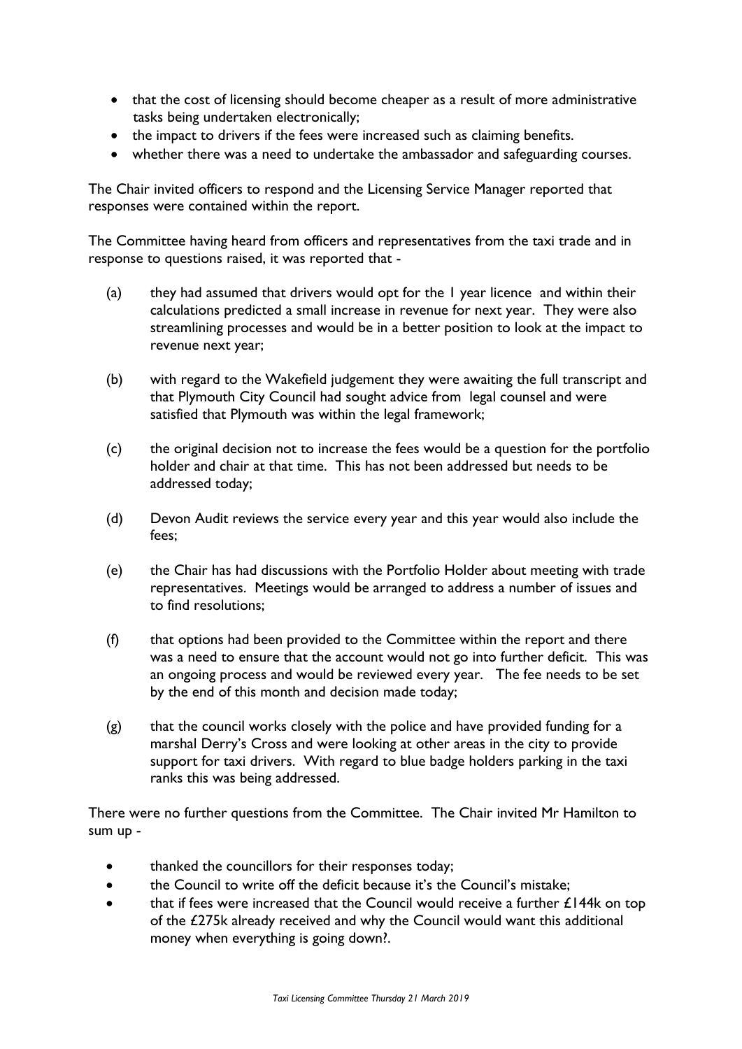- that the cost of licensing should become cheaper as a result of more administrative tasks being undertaken electronically;
- the impact to drivers if the fees were increased such as claiming benefits.
- whether there was a need to undertake the ambassador and safeguarding courses.

The Chair invited officers to respond and the Licensing Service Manager reported that responses were contained within the report.

The Committee having heard from officers and representatives from the taxi trade and in response to questions raised, it was reported that -

(a) they had assumed that drivers would opt for the 1 year licence and within their calculations predicted a small increase in revenue for next year. They were also streamlining processes and would be in a better position to look at the impact to revenue next year;

(b) with regard to the Wakefield judgement they were awaiting the full transcript and that Plymouth City Council had sought advice from legal counsel and were satisfied that Plymouth was within the legal framework;

(c) the original decision not to increase the fees would be a question for the portfolio holder and chair at that time. This has not been addressed but needs to be addressed today;

(d) Devon Audit reviews the service every year and this year would also include the fees;

(e) the Chair has had discussions with the Portfolio Holder about meeting with trade representatives. Meetings would be arranged to address a number of issues and to find resolutions;

(f) that options had been provided to the Committee within the report and there was a need to ensure that the account would not go into further deficit. This was an ongoing process and would be reviewed every year. The fee needs to be set by the end of this month and decision made today;

(g) that the council works closely with the police and have provided funding for a marshal Derry's Cross and were looking at other areas in the city to provide support for taxi drivers. With regard to blue badge holders parking in the taxi ranks this was being addressed.

There were no further questions from the Committee. The Chair invited Mr Hamilton to sum up -

- thanked the councillors for their responses today;
- the Council to write off the deficit because it's the Council's mistake;
- that if fees were increased that the Council would receive a further £144k on top of the £275k already received and why the Council would want this additional money when everything is going down?.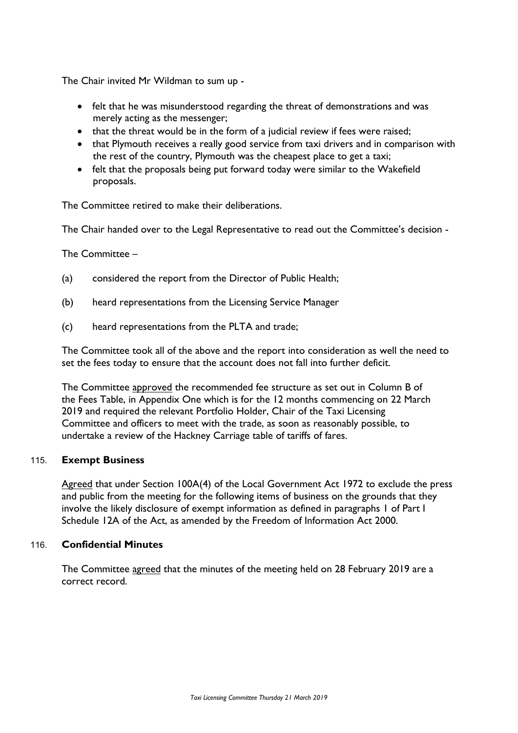The Chair invited Mr Wildman to sum up -

- felt that he was misunderstood regarding the threat of demonstrations and was merely acting as the messenger;
- that the threat would be in the form of a judicial review if fees were raised;
- that Plymouth receives a really good service from taxi drivers and in comparison with the rest of the country, Plymouth was the cheapest place to get a taxi;
- felt that the proposals being put forward today were similar to the Wakefield proposals.

The Committee retired to make their deliberations.

The Chair handed over to the Legal Representative to read out the Committee's decision -

The Committee –

(a) considered the report from the Director of Public Health;

(b) heard representations from the Licensing Service Manager

(c) heard representations from the PLTA and trade;

The Committee took all of the above and the report into consideration as well the need to set the fees today to ensure that the account does not fall into further deficit.

The Committee approved the recommended fee structure as set out in Column B of the Fees Table, in Appendix One which is for the 12 months commencing on 22 March 2019 and required the relevant Portfolio Holder, Chair of the Taxi Licensing Committee and officers to meet with the trade, as soon as reasonably possible, to undertake a review of the Hackney Carriage table of tariffs of fares.

## 115. **Exempt Business**

Agreed that under Section 100A(4) of the Local Government Act 1972 to exclude the press and public from the meeting for the following items of business on the grounds that they involve the likely disclosure of exempt information as defined in paragraphs 1 of Part I Schedule 12A of the Act, as amended by the Freedom of Information Act 2000.

## 116. **Confidential Minutes**

The Committee agreed that the minutes of the meeting held on 28 February 2019 are a correct record.